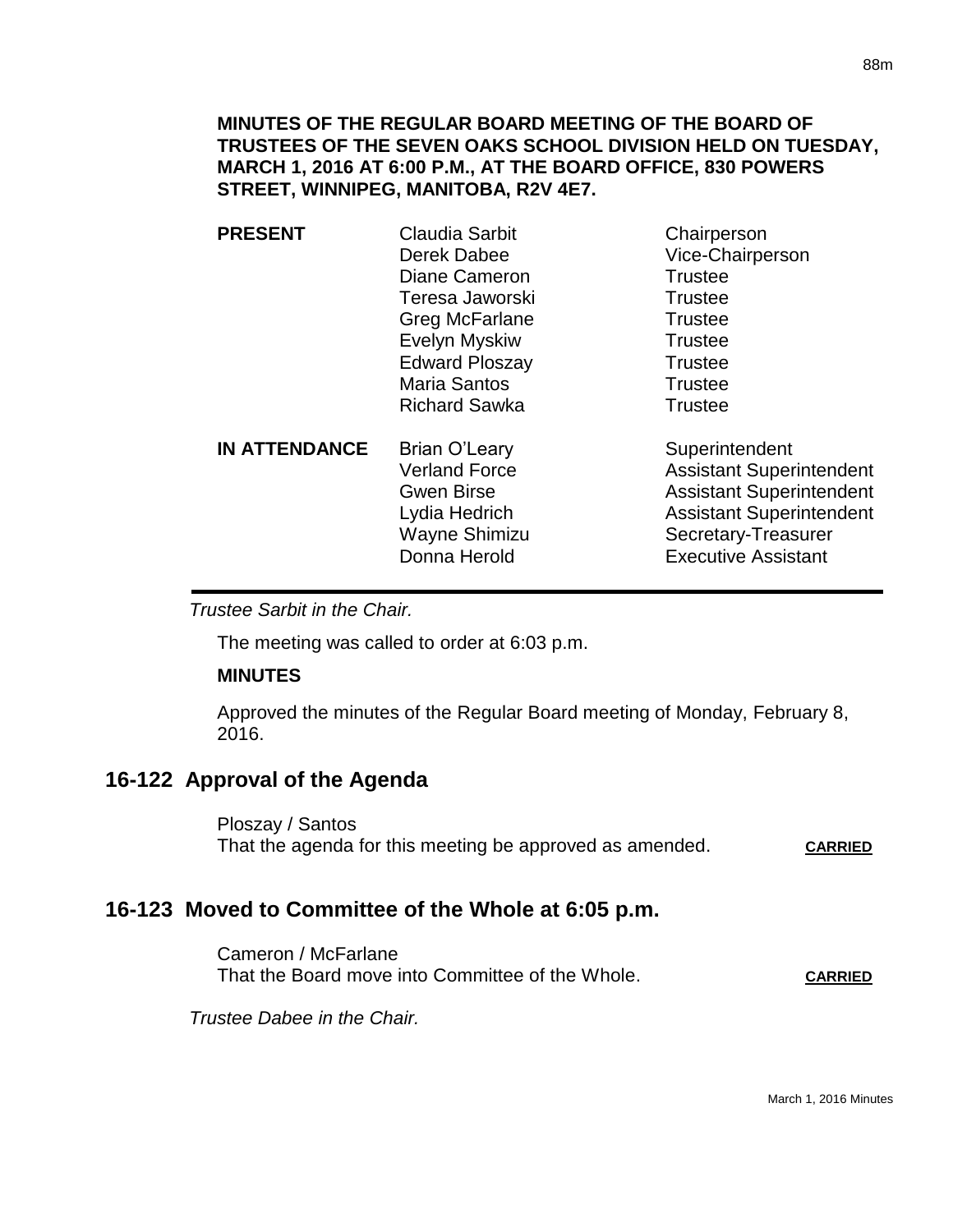**MINUTES OF THE REGULAR BOARD MEETING OF THE BOARD OF TRUSTEES OF THE SEVEN OAKS SCHOOL DIVISION HELD ON TUESDAY, MARCH 1, 2016 AT 6:00 P.M., AT THE BOARD OFFICE, 830 POWERS STREET, WINNIPEG, MANITOBA, R2V 4E7.**

| | | |
|---|---|---|
| **PRESENT** | Claudia Sarbit | Chairperson |
| | Derek Dabee | Vice-Chairperson |
| | Diane Cameron | Trustee |
| | Teresa Jaworski | Trustee |
| | Greg McFarlane | Trustee |
| | Evelyn Myskiw | Trustee |
| | Edward Ploszay | Trustee |
| | Maria Santos | Trustee |
| | Richard Sawka | Trustee |
| **IN ATTENDANCE** | Brian O'Leary | Superintendent |
| | Verland Force | Assistant Superintendent |
| | Gwen Birse | Assistant Superintendent |
| | Lydia Hedrich | Assistant Superintendent |
| | Wayne Shimizu | Secretary-Treasurer |
| | Donna Herold | Executive Assistant |

---

*Trustee Sarbit in the Chair.*

The meeting was called to order at 6:03 p.m.

**MINUTES**

Approved the minutes of the Regular Board meeting of Monday, February 8, 2016.

## 16-122 Approval of the Agenda

Ploszay / Santos
That the agenda for this meeting be approved as amended. **CARRIED**

## 16-123 Moved to Committee of the Whole at 6:05 p.m.

Cameron / McFarlane
That the Board move into Committee of the Whole. **CARRIED**

*Trustee Dabee in the Chair.*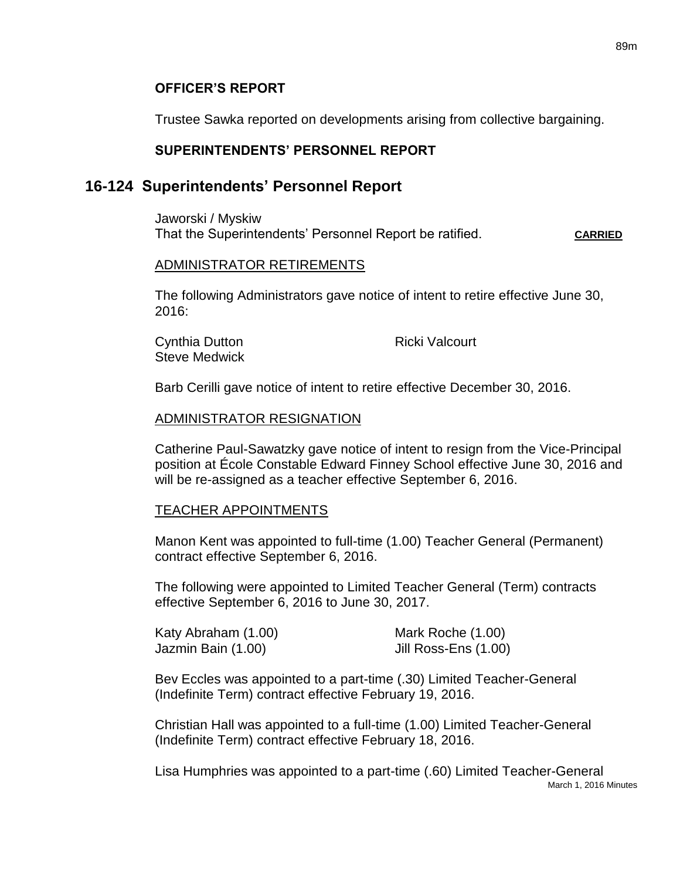**OFFICER'S REPORT**

Trustee Sawka reported on developments arising from collective bargaining.

**SUPERINTENDENTS' PERSONNEL REPORT**

## 16-124 Superintendents' Personnel Report

Jaworski / Myskiw
That the Superintendents' Personnel Report be ratified. **CARRIED**

ADMINISTRATOR RETIREMENTS

The following Administrators gave notice of intent to retire effective June 30, 2016:

Cynthia Dutton
Ricki Valcourt
Steve Medwick

Barb Cerilli gave notice of intent to retire effective December 30, 2016.

ADMINISTRATOR RESIGNATION

Catherine Paul-Sawatzky gave notice of intent to resign from the Vice-Principal position at École Constable Edward Finney School effective June 30, 2016 and will be re-assigned as a teacher effective September 6, 2016.

TEACHER APPOINTMENTS

Manon Kent was appointed to full-time (1.00) Teacher General (Permanent) contract effective September 6, 2016.

The following were appointed to Limited Teacher General (Term) contracts effective September 6, 2016 to June 30, 2017.

Katy Abraham (1.00)
Mark Roche (1.00)
Jazmin Bain (1.00)
Jill Ross-Ens (1.00)

Bev Eccles was appointed to a part-time (.30) Limited Teacher-General (Indefinite Term) contract effective February 19, 2016.

Christian Hall was appointed to a full-time (1.00) Limited Teacher-General (Indefinite Term) contract effective February 18, 2016.

Lisa Humphries was appointed to a part-time (.60) Limited Teacher-General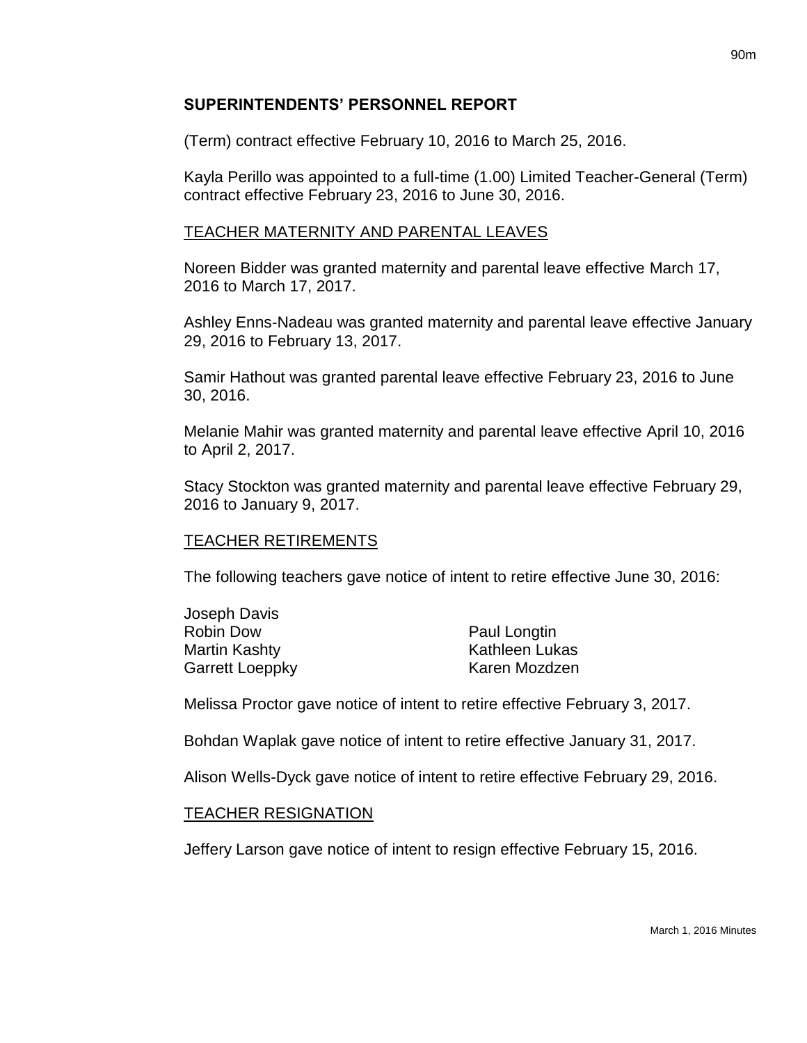## SUPERINTENDENTS' PERSONNEL REPORT

(Term) contract effective February 10, 2016 to March 25, 2016.

Kayla Perillo was appointed to a full-time (1.00) Limited Teacher-General (Term) contract effective February 23, 2016 to June 30, 2016.

<u>TEACHER MATERNITY AND PARENTAL LEAVES</u>

Noreen Bidder was granted maternity and parental leave effective March 17, 2016 to March 17, 2017.

Ashley Enns-Nadeau was granted maternity and parental leave effective January 29, 2016 to February 13, 2017.

Samir Hathout was granted parental leave effective February 23, 2016 to June 30, 2016.

Melanie Mahir was granted maternity and parental leave effective April 10, 2016 to April 2, 2017.

Stacy Stockton was granted maternity and parental leave effective February 29, 2016 to January 9, 2017.

<u>TEACHER RETIREMENTS</u>

The following teachers gave notice of intent to retire effective June 30, 2016:

Joseph Davis
Robin Dow
Martin Kashty
Garrett Loeppky
Paul Longtin
Kathleen Lukas
Karen Mozdzen

Melissa Proctor gave notice of intent to retire effective February 3, 2017.

Bohdan Waplak gave notice of intent to retire effective January 31, 2017.

Alison Wells-Dyck gave notice of intent to retire effective February 29, 2016.

<u>TEACHER RESIGNATION</u>

Jeffery Larson gave notice of intent to resign effective February 15, 2016.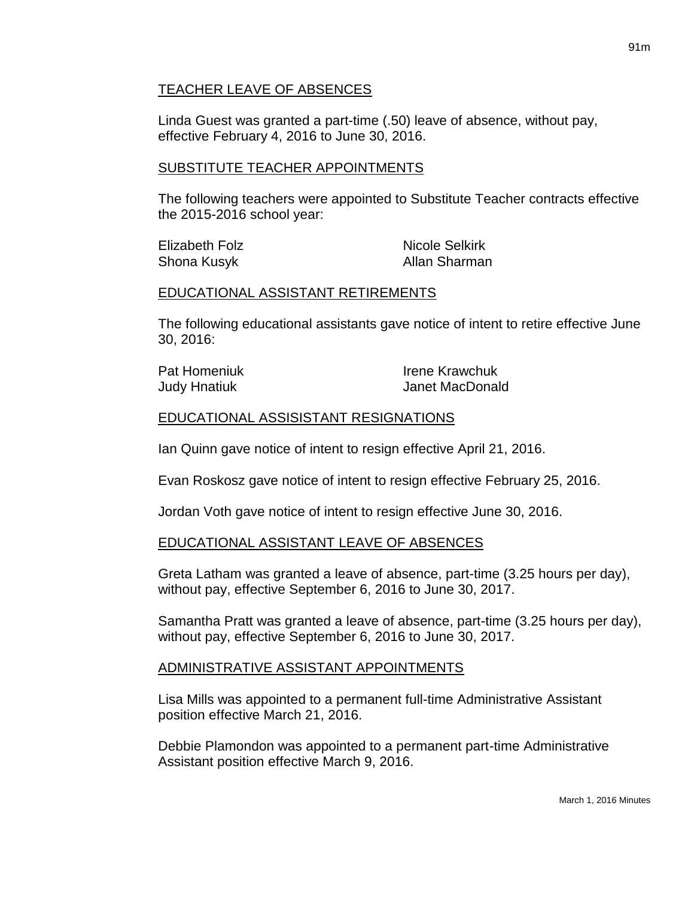## TEACHER LEAVE OF ABSENCES

Linda Guest was granted a part-time (.50) leave of absence, without pay, effective February 4, 2016 to June 30, 2016.

## SUBSTITUTE TEACHER APPOINTMENTS

The following teachers were appointed to Substitute Teacher contracts effective the 2015-2016 school year:

Elizabeth Folz
Shona Kusyk
Nicole Selkirk
Allan Sharman

## EDUCATIONAL ASSISTANT RETIREMENTS

The following educational assistants gave notice of intent to retire effective June 30, 2016:

Pat Homeniuk
Judy Hnatiuk
Irene Krawchuk
Janet MacDonald

## EDUCATIONAL ASSISISTANT RESIGNATIONS

Ian Quinn gave notice of intent to resign effective April 21, 2016.

Evan Roskosz gave notice of intent to resign effective February 25, 2016.

Jordan Voth gave notice of intent to resign effective June 30, 2016.

## EDUCATIONAL ASSISTANT LEAVE OF ABSENCES

Greta Latham was granted a leave of absence, part-time (3.25 hours per day), without pay, effective September 6, 2016 to June 30, 2017.

Samantha Pratt was granted a leave of absence, part-time (3.25 hours per day), without pay, effective September 6, 2016 to June 30, 2017.

## ADMINISTRATIVE ASSISTANT APPOINTMENTS

Lisa Mills was appointed to a permanent full-time Administrative Assistant position effective March 21, 2016.

Debbie Plamondon was appointed to a permanent part-time Administrative Assistant position effective March 9, 2016.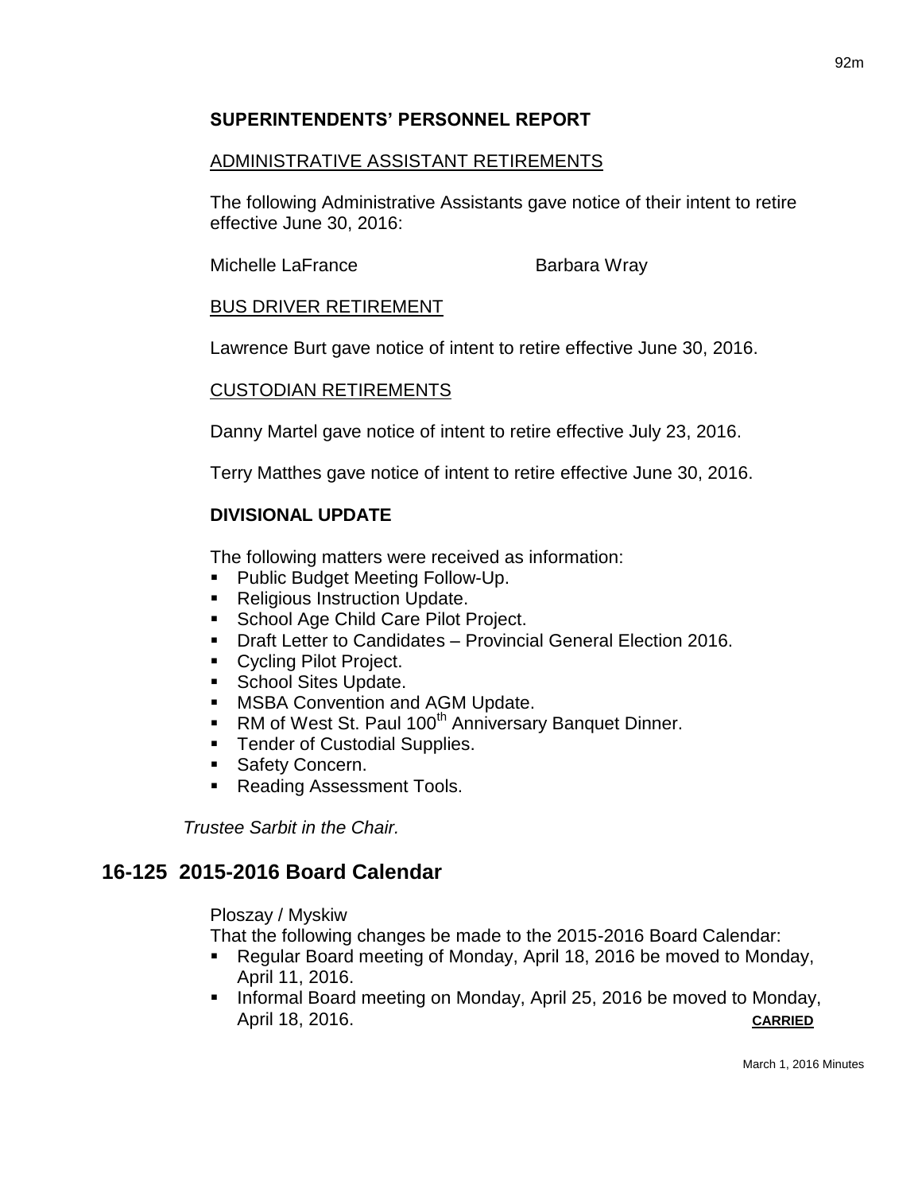### SUPERINTENDENTS' PERSONNEL REPORT

ADMINISTRATIVE ASSISTANT RETIREMENTS

The following Administrative Assistants gave notice of their intent to retire effective June 30, 2016:

Michelle LaFrance　　　　　　Barbara Wray

BUS DRIVER RETIREMENT

Lawrence Burt gave notice of intent to retire effective June 30, 2016.

CUSTODIAN RETIREMENTS

Danny Martel gave notice of intent to retire effective July 23, 2016.

Terry Matthes gave notice of intent to retire effective June 30, 2016.

### DIVISIONAL UPDATE

The following matters were received as information:

- Public Budget Meeting Follow-Up.
- Religious Instruction Update.
- School Age Child Care Pilot Project.
- Draft Letter to Candidates – Provincial General Election 2016.
- Cycling Pilot Project.
- School Sites Update.
- MSBA Convention and AGM Update.
- RM of West St. Paul 100th Anniversary Banquet Dinner.
- Tender of Custodial Supplies.
- Safety Concern.
- Reading Assessment Tools.

*Trustee Sarbit in the Chair.*

## 16-125 2015-2016 Board Calendar

Ploszay / Myskiw

That the following changes be made to the 2015-2016 Board Calendar:

- Regular Board meeting of Monday, April 18, 2016 be moved to Monday, April 11, 2016.
- Informal Board meeting on Monday, April 25, 2016 be moved to Monday, April 18, 2016. **CARRIED**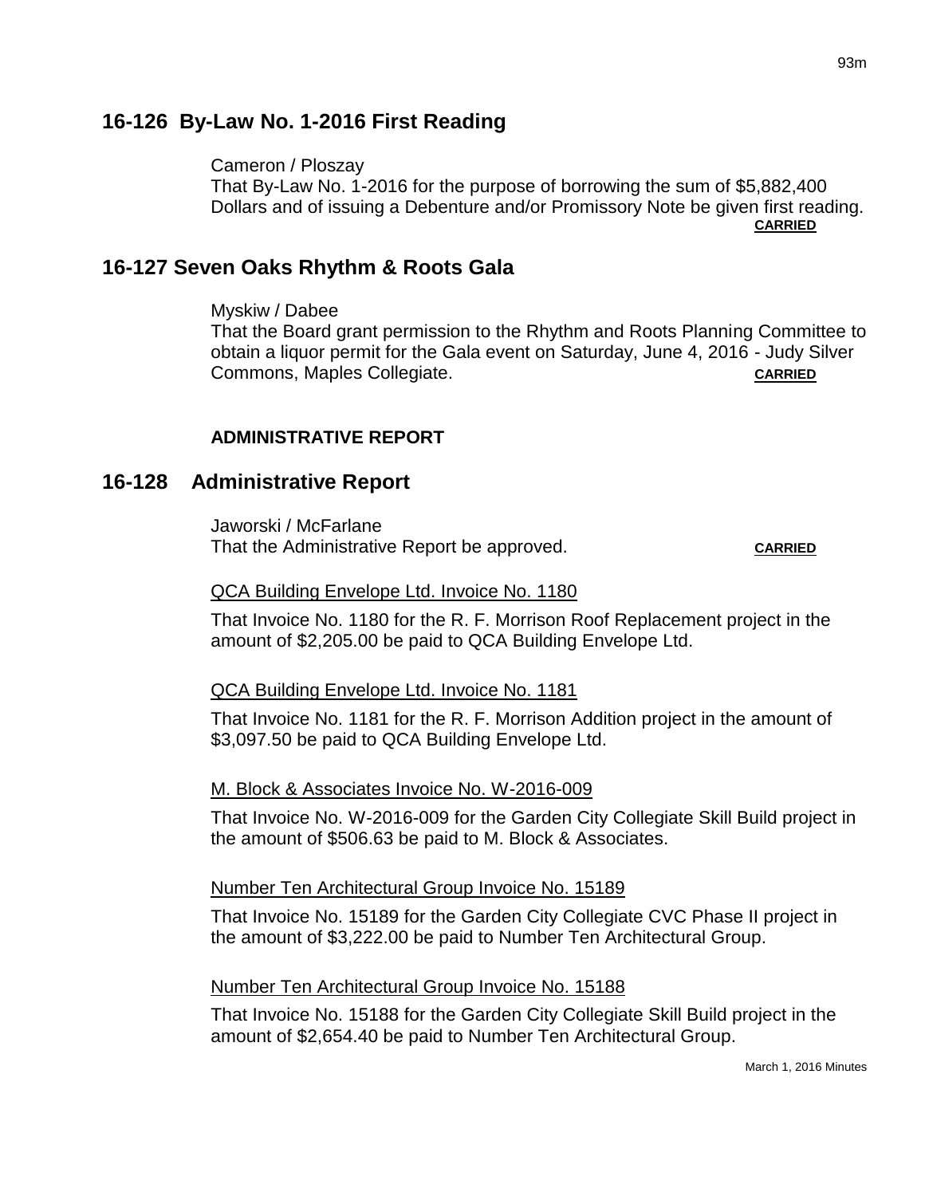## 16-126 By-Law No. 1-2016 First Reading

Cameron / Ploszay

That By-Law No. 1-2016 for the purpose of borrowing the sum of $5,882,400 Dollars and of issuing a Debenture and/or Promissory Note be given first reading. **CARRIED**

## 16-127 Seven Oaks Rhythm & Roots Gala

Myskiw / Dabee

That the Board grant permission to the Rhythm and Roots Planning Committee to obtain a liquor permit for the Gala event on Saturday, June 4, 2016 - Judy Silver Commons, Maples Collegiate. **CARRIED**

### ADMINISTRATIVE REPORT

## 16-128 Administrative Report

Jaworski / McFarlane

That the Administrative Report be approved. **CARRIED**

QCA Building Envelope Ltd. Invoice No. 1180

That Invoice No. 1180 for the R. F. Morrison Roof Replacement project in the amount of $2,205.00 be paid to QCA Building Envelope Ltd.

QCA Building Envelope Ltd. Invoice No. 1181

That Invoice No. 1181 for the R. F. Morrison Addition project in the amount of $3,097.50 be paid to QCA Building Envelope Ltd.

M. Block & Associates Invoice No. W-2016-009

That Invoice No. W-2016-009 for the Garden City Collegiate Skill Build project in the amount of $506.63 be paid to M. Block & Associates.

Number Ten Architectural Group Invoice No. 15189

That Invoice No. 15189 for the Garden City Collegiate CVC Phase II project in the amount of $3,222.00 be paid to Number Ten Architectural Group.

Number Ten Architectural Group Invoice No. 15188

That Invoice No. 15188 for the Garden City Collegiate Skill Build project in the amount of $2,654.40 be paid to Number Ten Architectural Group.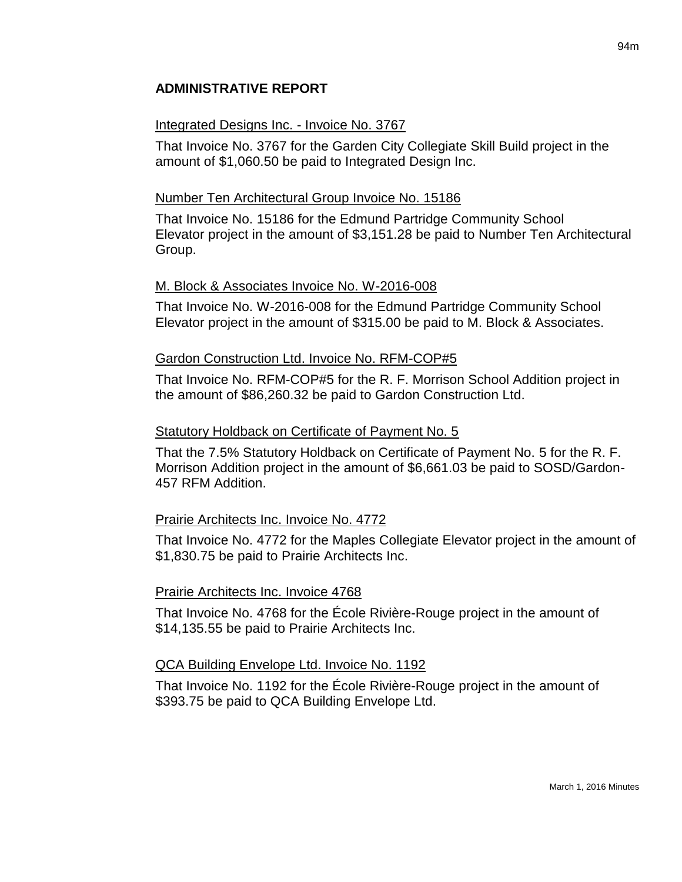## ADMINISTRATIVE REPORT

Integrated Designs Inc. - Invoice No. 3767

That Invoice No. 3767 for the Garden City Collegiate Skill Build project in the amount of $1,060.50 be paid to Integrated Design Inc.

Number Ten Architectural Group Invoice No. 15186

That Invoice No. 15186 for the Edmund Partridge Community School Elevator project in the amount of $3,151.28 be paid to Number Ten Architectural Group.

M. Block & Associates Invoice No. W-2016-008

That Invoice No. W-2016-008 for the Edmund Partridge Community School Elevator project in the amount of $315.00 be paid to M. Block & Associates.

Gardon Construction Ltd. Invoice No. RFM-COP#5

That Invoice No. RFM-COP#5 for the R. F. Morrison School Addition project in the amount of $86,260.32 be paid to Gardon Construction Ltd.

Statutory Holdback on Certificate of Payment No. 5

That the 7.5% Statutory Holdback on Certificate of Payment No. 5 for the R. F. Morrison Addition project in the amount of $6,661.03 be paid to SOSD/Gardon-457 RFM Addition.

Prairie Architects Inc. Invoice No. 4772

That Invoice No. 4772 for the Maples Collegiate Elevator project in the amount of $1,830.75 be paid to Prairie Architects Inc.

Prairie Architects Inc. Invoice 4768

That Invoice No. 4768 for the École Rivière-Rouge project in the amount of $14,135.55 be paid to Prairie Architects Inc.

QCA Building Envelope Ltd. Invoice No. 1192

That Invoice No. 1192 for the École Rivière-Rouge project in the amount of $393.75 be paid to QCA Building Envelope Ltd.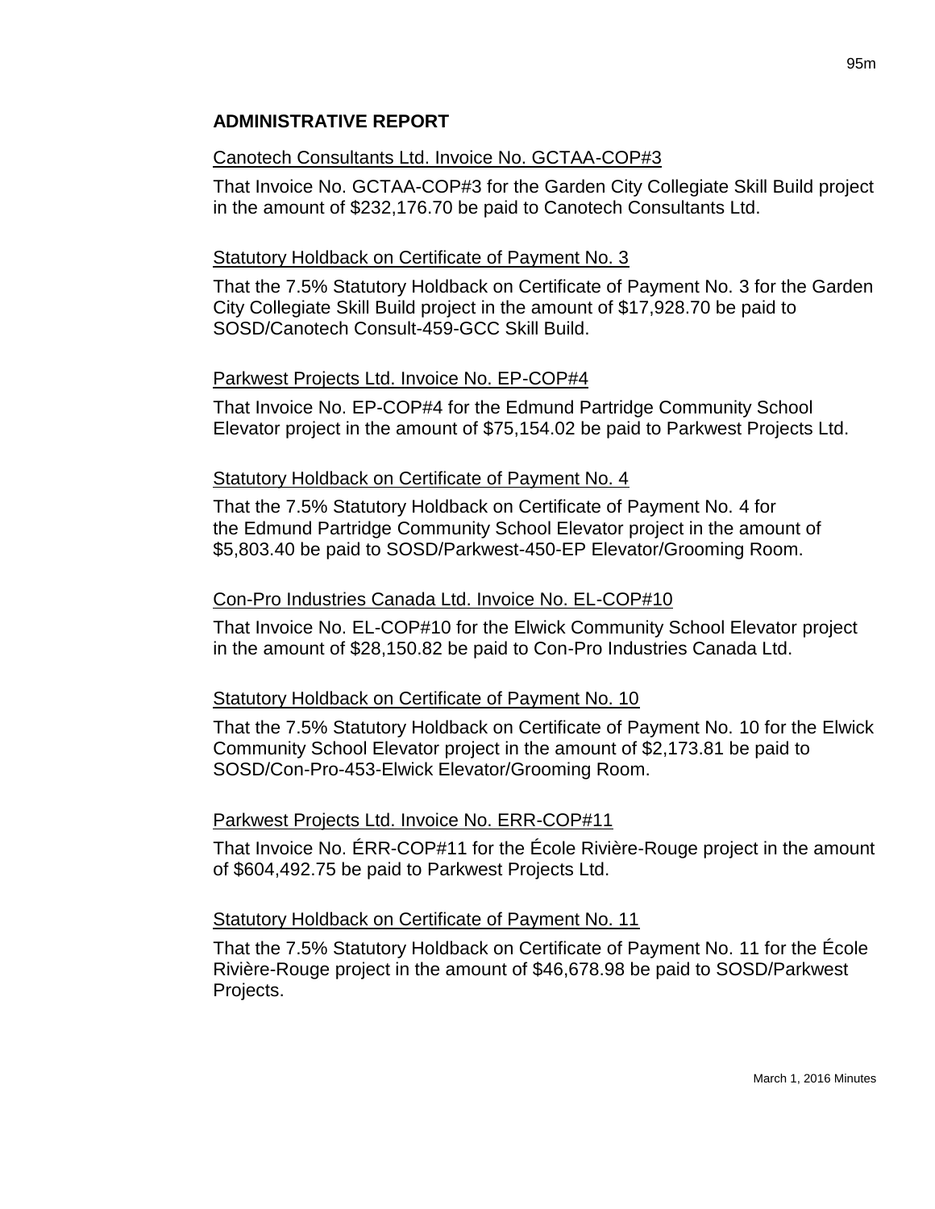## ADMINISTRATIVE REPORT

Canotech Consultants Ltd. Invoice No. GCTAA-COP#3

That Invoice No. GCTAA-COP#3 for the Garden City Collegiate Skill Build project in the amount of $232,176.70 be paid to Canotech Consultants Ltd.

Statutory Holdback on Certificate of Payment No. 3

That the 7.5% Statutory Holdback on Certificate of Payment No. 3 for the Garden City Collegiate Skill Build project in the amount of $17,928.70 be paid to SOSD/Canotech Consult-459-GCC Skill Build.

Parkwest Projects Ltd. Invoice No. EP-COP#4

That Invoice No. EP-COP#4 for the Edmund Partridge Community School Elevator project in the amount of $75,154.02 be paid to Parkwest Projects Ltd.

Statutory Holdback on Certificate of Payment No. 4

That the 7.5% Statutory Holdback on Certificate of Payment No. 4 for the Edmund Partridge Community School Elevator project in the amount of $5,803.40 be paid to SOSD/Parkwest-450-EP Elevator/Grooming Room.

Con-Pro Industries Canada Ltd. Invoice No. EL-COP#10

That Invoice No. EL-COP#10 for the Elwick Community School Elevator project in the amount of $28,150.82 be paid to Con-Pro Industries Canada Ltd.

Statutory Holdback on Certificate of Payment No. 10

That the 7.5% Statutory Holdback on Certificate of Payment No. 10 for the Elwick Community School Elevator project in the amount of $2,173.81 be paid to SOSD/Con-Pro-453-Elwick Elevator/Grooming Room.

Parkwest Projects Ltd. Invoice No. ERR-COP#11

That Invoice No. ÉRR-COP#11 for the École Rivière-Rouge project in the amount of $604,492.75 be paid to Parkwest Projects Ltd.

Statutory Holdback on Certificate of Payment No. 11

That the 7.5% Statutory Holdback on Certificate of Payment No. 11 for the École Rivière-Rouge project in the amount of $46,678.98 be paid to SOSD/Parkwest Projects.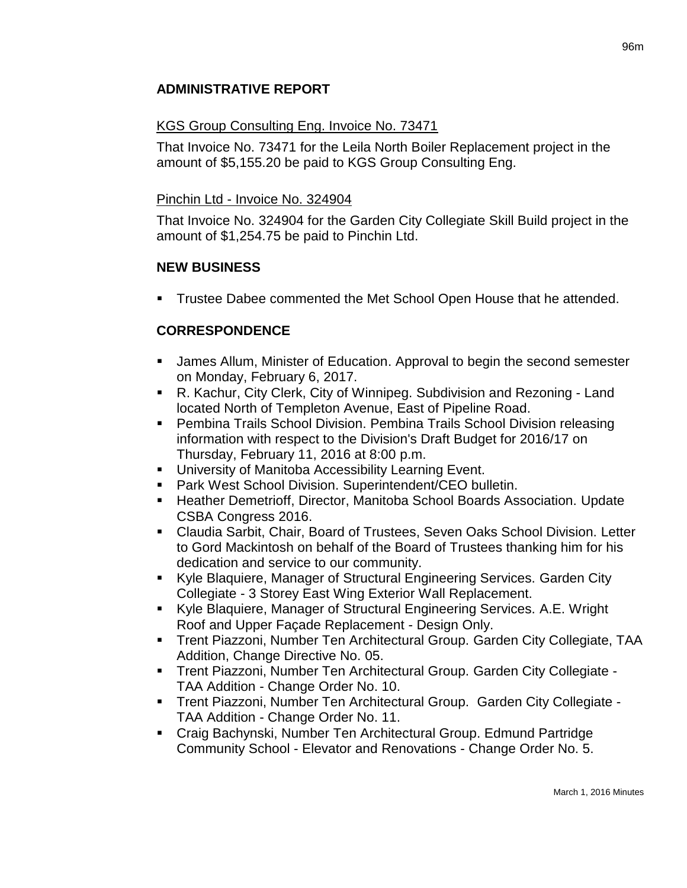## ADMINISTRATIVE REPORT

KGS Group Consulting Eng. Invoice No. 73471

That Invoice No. 73471 for the Leila North Boiler Replacement project in the amount of $5,155.20 be paid to KGS Group Consulting Eng.

Pinchin Ltd - Invoice No. 324904

That Invoice No. 324904 for the Garden City Collegiate Skill Build project in the amount of $1,254.75 be paid to Pinchin Ltd.

## NEW BUSINESS

- Trustee Dabee commented the Met School Open House that he attended.

## CORRESPONDENCE

- James Allum, Minister of Education. Approval to begin the second semester on Monday, February 6, 2017.
- R. Kachur, City Clerk, City of Winnipeg. Subdivision and Rezoning - Land located North of Templeton Avenue, East of Pipeline Road.
- Pembina Trails School Division. Pembina Trails School Division releasing information with respect to the Division's Draft Budget for 2016/17 on Thursday, February 11, 2016 at 8:00 p.m.
- University of Manitoba Accessibility Learning Event.
- Park West School Division. Superintendent/CEO bulletin.
- Heather Demetrioff, Director, Manitoba School Boards Association. Update CSBA Congress 2016.
- Claudia Sarbit, Chair, Board of Trustees, Seven Oaks School Division. Letter to Gord Mackintosh on behalf of the Board of Trustees thanking him for his dedication and service to our community.
- Kyle Blaquiere, Manager of Structural Engineering Services. Garden City Collegiate - 3 Storey East Wing Exterior Wall Replacement.
- Kyle Blaquiere, Manager of Structural Engineering Services. A.E. Wright Roof and Upper Façade Replacement - Design Only.
- Trent Piazzoni, Number Ten Architectural Group. Garden City Collegiate, TAA Addition, Change Directive No. 05.
- Trent Piazzoni, Number Ten Architectural Group. Garden City Collegiate - TAA Addition - Change Order No. 10.
- Trent Piazzoni, Number Ten Architectural Group. Garden City Collegiate - TAA Addition - Change Order No. 11.
- Craig Bachynski, Number Ten Architectural Group. Edmund Partridge Community School - Elevator and Renovations - Change Order No. 5.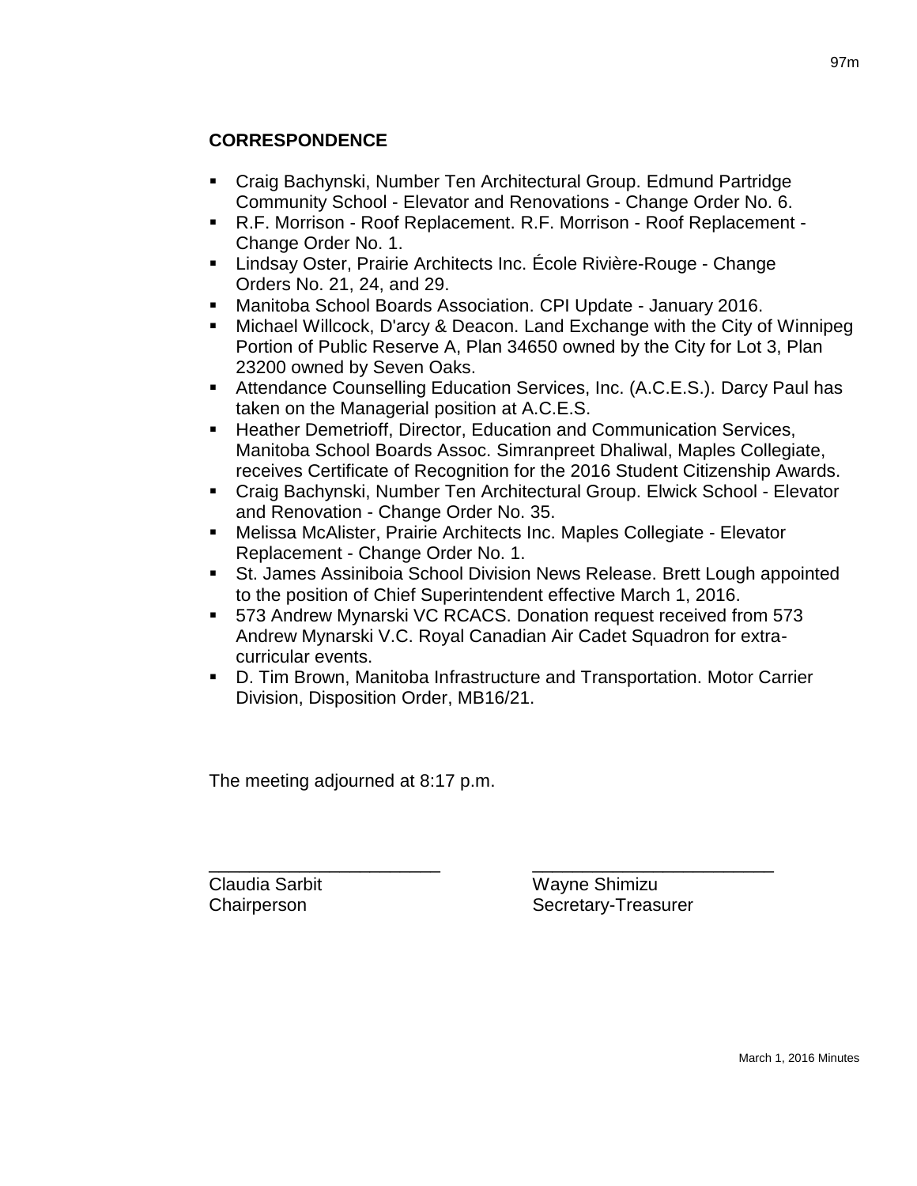## CORRESPONDENCE

- Craig Bachynski, Number Ten Architectural Group. Edmund Partridge Community School - Elevator and Renovations - Change Order No. 6.
- R.F. Morrison - Roof Replacement. R.F. Morrison - Roof Replacement - Change Order No. 1.
- Lindsay Oster, Prairie Architects Inc. École Rivière-Rouge - Change Orders No. 21, 24, and 29.
- Manitoba School Boards Association. CPI Update - January 2016.
- Michael Willcock, D'arcy & Deacon. Land Exchange with the City of Winnipeg Portion of Public Reserve A, Plan 34650 owned by the City for Lot 3, Plan 23200 owned by Seven Oaks.
- Attendance Counselling Education Services, Inc. (A.C.E.S.). Darcy Paul has taken on the Managerial position at A.C.E.S.
- Heather Demetrioff, Director, Education and Communication Services, Manitoba School Boards Assoc. Simranpreet Dhaliwal, Maples Collegiate, receives Certificate of Recognition for the 2016 Student Citizenship Awards.
- Craig Bachynski, Number Ten Architectural Group. Elwick School - Elevator and Renovation - Change Order No. 35.
- Melissa McAlister, Prairie Architects Inc. Maples Collegiate - Elevator Replacement - Change Order No. 1.
- St. James Assiniboia School Division News Release. Brett Lough appointed to the position of Chief Superintendent effective March 1, 2016.
- 573 Andrew Mynarski VC RCACS. Donation request received from 573 Andrew Mynarski V.C. Royal Canadian Air Cadet Squadron for extra-curricular events.
- D. Tim Brown, Manitoba Infrastructure and Transportation. Motor Carrier Division, Disposition Order, MB16/21.

The meeting adjourned at 8:17 p.m.

| | |
|---|---|
| \_\_\_\_\_\_\_\_\_\_\_\_\_\_\_\_\_\_\_\_\_\_\_\_ | \_\_\_\_\_\_\_\_\_\_\_\_\_\_\_\_\_\_\_\_\_\_\_\_ |
| Claudia Sarbit | Wayne Shimizu |
| Chairperson | Secretary-Treasurer |